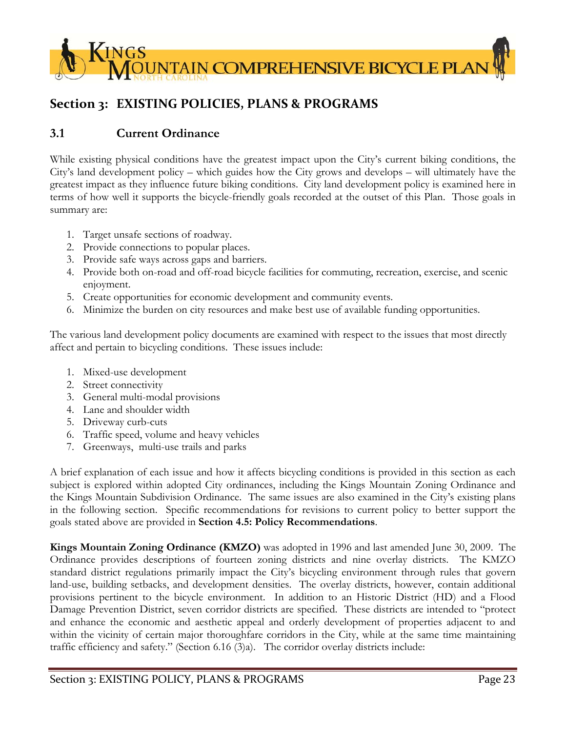## Section 3: EXISTING POLICIES, PLANS & PROGRAMS

### 3.1 Current Ordinance

While existing physical conditions have the greatest impact upon the City's current biking conditions, the City's land development policy – which guides how the City grows and develops – will ultimately have the greatest impact as they influence future biking conditions. City land development policy is examined here in terms of how well it supports the bicycle-friendly goals recorded at the outset of this Plan. Those goals in summary are:

1. Target unsafe sections of roadway.
2. Provide connections to popular places.
3. Provide safe ways across gaps and barriers.
4. Provide both on-road and off-road bicycle facilities for commuting, recreation, exercise, and scenic enjoyment.
5. Create opportunities for economic development and community events.
6. Minimize the burden on city resources and make best use of available funding opportunities.

The various land development policy documents are examined with respect to the issues that most directly affect and pertain to bicycling conditions. These issues include:

1. Mixed-use development
2. Street connectivity
3. General multi-modal provisions
4. Lane and shoulder width
5. Driveway curb-cuts
6. Traffic speed, volume and heavy vehicles
7. Greenways, multi-use trails and parks

A brief explanation of each issue and how it affects bicycling conditions is provided in this section as each subject is explored within adopted City ordinances, including the Kings Mountain Zoning Ordinance and the Kings Mountain Subdivision Ordinance. The same issues are also examined in the City's existing plans in the following section. Specific recommendations for revisions to current policy to better support the goals stated above are provided in **Section 4.5: Policy Recommendations**.

**Kings Mountain Zoning Ordinance (KMZO)** was adopted in 1996 and last amended June 30, 2009. The Ordinance provides descriptions of fourteen zoning districts and nine overlay districts. The KMZO standard district regulations primarily impact the City's bicycling environment through rules that govern land-use, building setbacks, and development densities. The overlay districts, however, contain additional provisions pertinent to the bicycle environment. In addition to an Historic District (HD) and a Flood Damage Prevention District, seven corridor districts are specified. These districts are intended to "protect and enhance the economic and aesthetic appeal and orderly development of properties adjacent to and within the vicinity of certain major thoroughfare corridors in the City, while at the same time maintaining traffic efficiency and safety." (Section 6.16 (3)a). The corridor overlay districts include: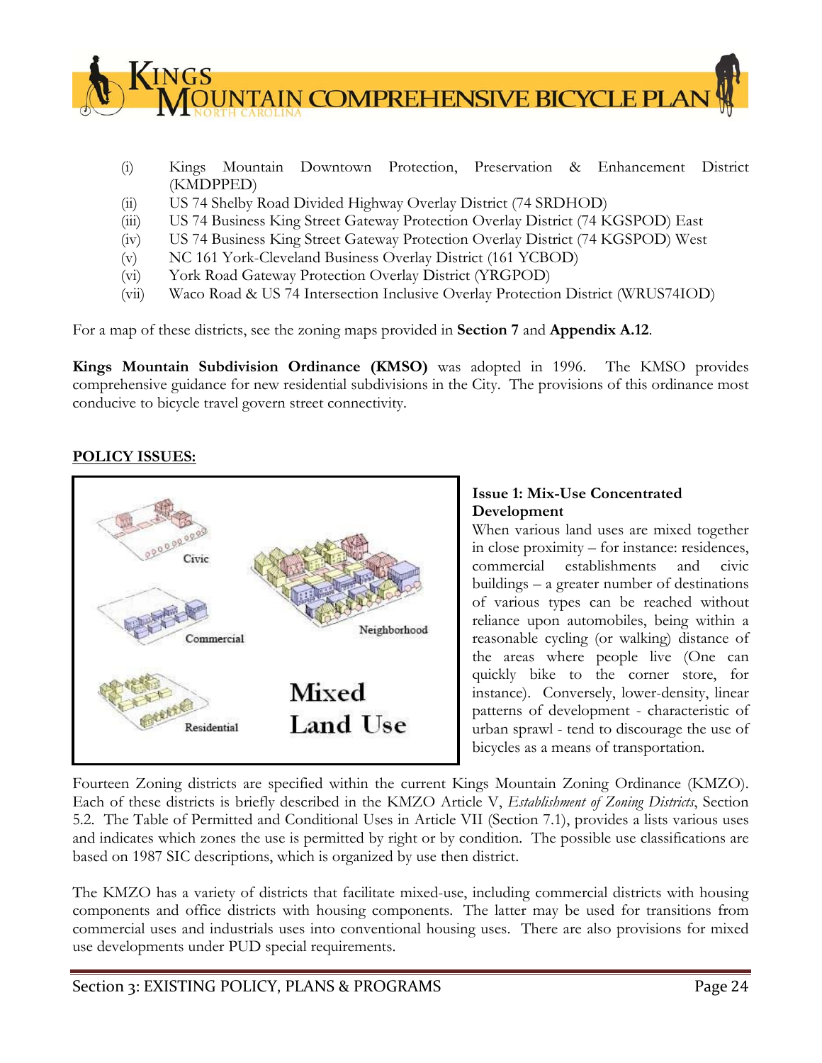(i) Kings Mountain Downtown Protection, Preservation & Enhancement District (KMDPPED)
(ii) US 74 Shelby Road Divided Highway Overlay District (74 SRDHOD)
(iii) US 74 Business King Street Gateway Protection Overlay District (74 KGSPOD) East
(iv) US 74 Business King Street Gateway Protection Overlay District (74 KGSPOD) West
(v) NC 161 York-Cleveland Business Overlay District (161 YCBOD)
(vi) York Road Gateway Protection Overlay District (YRGPOD)
(vii) Waco Road & US 74 Intersection Inclusive Overlay Protection District (WRUS74IOD)

For a map of these districts, see the zoning maps provided in **Section 7** and **Appendix A.12**.

**Kings Mountain Subdivision Ordinance (KMSO)** was adopted in 1996. The KMSO provides comprehensive guidance for new residential subdivisions in the City. The provisions of this ordinance most conducive to bicycle travel govern street connectivity.

## POLICY ISSUES:

### Issue 1: Mix-Use Concentrated Development

When various land uses are mixed together in close proximity – for instance: residences, commercial establishments and civic buildings – a greater number of destinations of various types can be reached without reliance upon automobiles, being within a reasonable cycling (or walking) distance of the areas where people live (One can quickly bike to the corner store, for instance). Conversely, lower-density, linear patterns of development - characteristic of urban sprawl - tend to discourage the use of bicycles as a means of transportation.

Fourteen Zoning districts are specified within the current Kings Mountain Zoning Ordinance (KMZO). Each of these districts is briefly described in the KMZO Article V, *Establishment of Zoning Districts*, Section 5.2. The Table of Permitted and Conditional Uses in Article VII (Section 7.1), provides a lists various uses and indicates which zones the use is permitted by right or by condition. The possible use classifications are based on 1987 SIC descriptions, which is organized by use then district.

The KMZO has a variety of districts that facilitate mixed-use, including commercial districts with housing components and office districts with housing components. The latter may be used for transitions from commercial uses and industrials uses into conventional housing uses. There are also provisions for mixed use developments under PUD special requirements.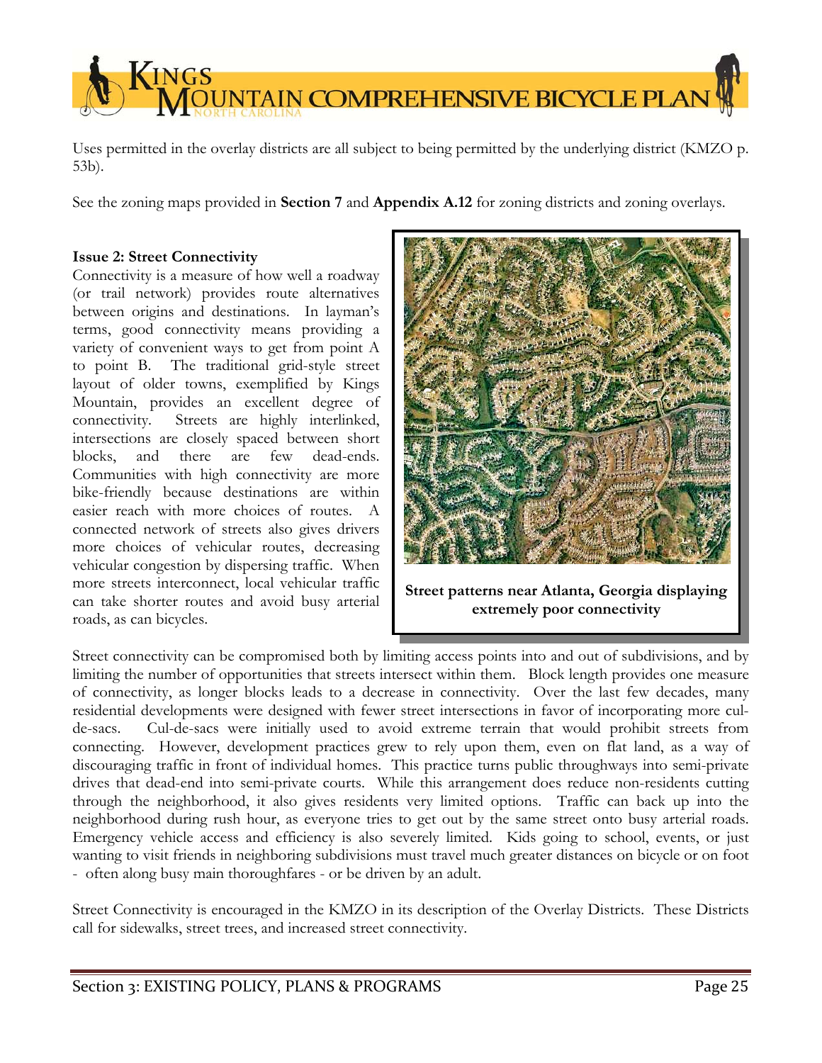Uses permitted in the overlay districts are all subject to being permitted by the underlying district (KMZO p. 53b).

See the zoning maps provided in **Section 7** and **Appendix A.12** for zoning districts and zoning overlays.

**Issue 2: Street Connectivity**

Connectivity is a measure of how well a roadway (or trail network) provides route alternatives between origins and destinations. In layman's terms, good connectivity means providing a variety of convenient ways to get from point A to point B. The traditional grid-style street layout of older towns, exemplified by Kings Mountain, provides an excellent degree of connectivity. Streets are highly interlinked, intersections are closely spaced between short blocks, and there are few dead-ends. Communities with high connectivity are more bike-friendly because destinations are within easier reach with more choices of routes. A connected network of streets also gives drivers more choices of vehicular routes, decreasing vehicular congestion by dispersing traffic. When more streets interconnect, local vehicular traffic can take shorter routes and avoid busy arterial roads, as can bicycles.

**Street patterns near Atlanta, Georgia displaying extremely poor connectivity**

Street connectivity can be compromised both by limiting access points into and out of subdivisions, and by limiting the number of opportunities that streets intersect within them. Block length provides one measure of connectivity, as longer blocks leads to a decrease in connectivity. Over the last few decades, many residential developments were designed with fewer street intersections in favor of incorporating more cul-de-sacs. Cul-de-sacs were initially used to avoid extreme terrain that would prohibit streets from connecting. However, development practices grew to rely upon them, even on flat land, as a way of discouraging traffic in front of individual homes. This practice turns public throughways into semi-private drives that dead-end into semi-private courts. While this arrangement does reduce non-residents cutting through the neighborhood, it also gives residents very limited options. Traffic can back up into the neighborhood during rush hour, as everyone tries to get out by the same street onto busy arterial roads. Emergency vehicle access and efficiency is also severely limited. Kids going to school, events, or just wanting to visit friends in neighboring subdivisions must travel much greater distances on bicycle or on foot - often along busy main thoroughfares - or be driven by an adult.

Street Connectivity is encouraged in the KMZO in its description of the Overlay Districts. These Districts call for sidewalks, street trees, and increased street connectivity.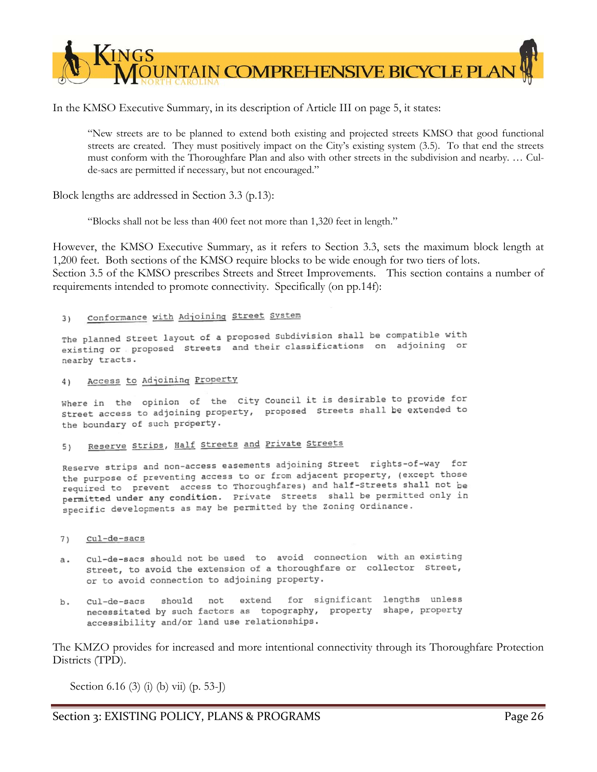In the KMSO Executive Summary, in its description of Article III on page 5, it states:

> "New streets are to be planned to extend both existing and projected streets KMSO that good functional streets are created. They must positively impact on the City's existing system (3.5). To that end the streets must conform with the Thoroughfare Plan and also with other streets in the subdivision and nearby. … Cul-de-sacs are permitted if necessary, but not encouraged."

Block lengths are addressed in Section 3.3 (p.13):

> "Blocks shall not be less than 400 feet not more than 1,320 feet in length."

However, the KMSO Executive Summary, as it refers to Section 3.3, sets the maximum block length at 1,200 feet. Both sections of the KMSO require blocks to be wide enough for two tiers of lots.

Section 3.5 of the KMSO prescribes Streets and Street Improvements. This section contains a number of requirements intended to promote connectivity. Specifically (on pp.14f):

3) Conformance with Adjoining Street System

The planned Street layout of a proposed Subdivision shall be compatible with existing or proposed streets and their classifications on adjoining or nearby tracts.

4) Access to Adjoining Property

Where in the opinion of the City Council it is desirable to provide for street access to adjoining property, proposed streets shall be extended to the boundary of such property.

5) Reserve Strips, Half Streets and Private Streets

Reserve strips and non-access easements adjoining street rights-of-way for the purpose of preventing access to or from adjacent property, (except those required to prevent access to Thoroughfares) and half-streets shall not be permitted under any condition. Private streets shall be permitted only in specific developments as may be permitted by the Zoning Ordinance.

7) Cul-de-sacs

a. Cul-de-sacs should not be used to avoid connection with an existing street, to avoid the extension of a thoroughfare or collector street, or to avoid connection to adjoining property.

b. Cul-de-sacs should not extend for significant lengths unless necessitated by such factors as topography, property shape, property accessibility and/or land use relationships.

The KMZO provides for increased and more intentional connectivity through its Thoroughfare Protection Districts (TPD).

Section 6.16 (3) (i) (b) vii) (p. 53-J)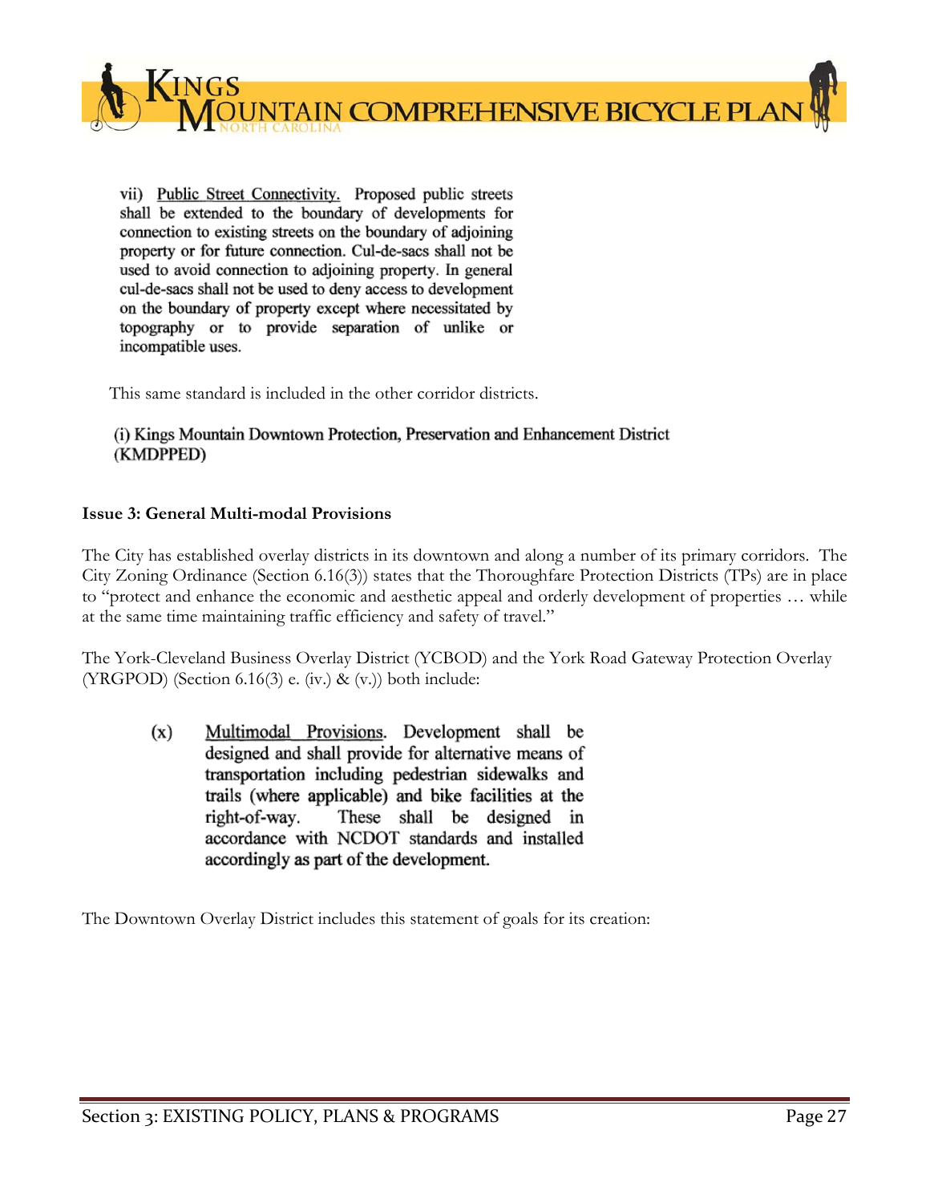vii) Public Street Connectivity. Proposed public streets shall be extended to the boundary of developments for connection to existing streets on the boundary of adjoining property or for future connection. Cul-de-sacs shall not be used to avoid connection to adjoining property. In general cul-de-sacs shall not be used to deny access to development on the boundary of property except where necessitated by topography or to provide separation of unlike or incompatible uses.

This same standard is included in the other corridor districts.

(i) Kings Mountain Downtown Protection, Preservation and Enhancement District (KMDPPED)

**Issue 3: General Multi-modal Provisions**

The City has established overlay districts in its downtown and along a number of its primary corridors. The City Zoning Ordinance (Section 6.16(3)) states that the Thoroughfare Protection Districts (TPs) are in place to "protect and enhance the economic and aesthetic appeal and orderly development of properties … while at the same time maintaining traffic efficiency and safety of travel."

The York-Cleveland Business Overlay District (YCBOD) and the York Road Gateway Protection Overlay (YRGPOD) (Section 6.16(3) e. (iv.) & (v.)) both include:

> (x) Multimodal Provisions. Development shall be designed and shall provide for alternative means of transportation including pedestrian sidewalks and trails (where applicable) and bike facilities at the right-of-way. These shall be designed in accordance with NCDOT standards and installed accordingly as part of the development.

The Downtown Overlay District includes this statement of goals for its creation: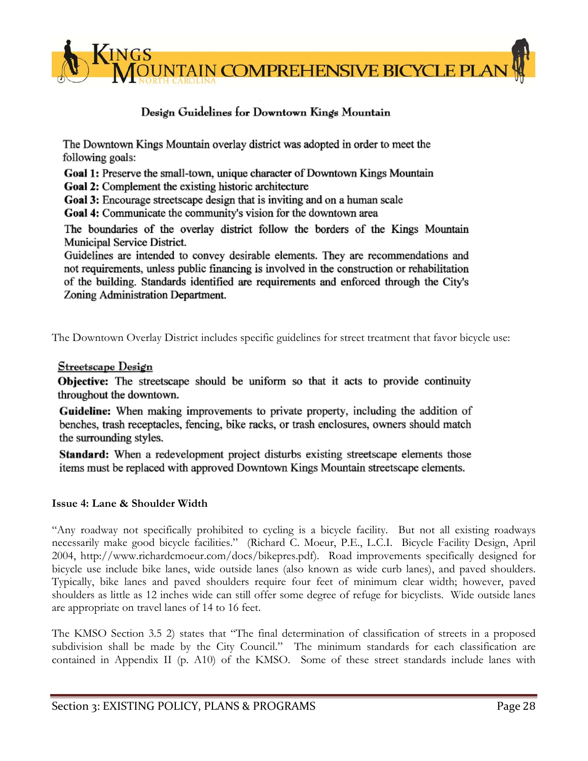### Design Guidelines for Downtown Kings Mountain

The Downtown Kings Mountain overlay district was adopted in order to meet the following goals:

**Goal 1:** Preserve the small-town, unique character of Downtown Kings Mountain
**Goal 2:** Complement the existing historic architecture
**Goal 3:** Encourage streetscape design that is inviting and on a human scale
**Goal 4:** Communicate the community's vision for the downtown area

The boundaries of the overlay district follow the borders of the Kings Mountain Municipal Service District.

Guidelines are intended to convey desirable elements. They are recommendations and not requirements, unless public financing is involved in the construction or rehabilitation of the building. Standards identified are requirements and enforced through the City's Zoning Administration Department.

The Downtown Overlay District includes specific guidelines for street treatment that favor bicycle use:

**Streetscape Design**

**Objective:** The streetscape should be uniform so that it acts to provide continuity throughout the downtown.

**Guideline:** When making improvements to private property, including the addition of benches, trash receptacles, fencing, bike racks, or trash enclosures, owners should match the surrounding styles.

**Standard:** When a redevelopment project disturbs existing streetscape elements those items must be replaced with approved Downtown Kings Mountain streetscape elements.

**Issue 4: Lane & Shoulder Width**

"Any roadway not specifically prohibited to cycling is a bicycle facility. But not all existing roadways necessarily make good bicycle facilities." (Richard C. Moeur, P.E., L.C.I. Bicycle Facility Design, April 2004, http://www.richardcmoeur.com/docs/bikepres.pdf). Road improvements specifically designed for bicycle use include bike lanes, wide outside lanes (also known as wide curb lanes), and paved shoulders. Typically, bike lanes and paved shoulders require four feet of minimum clear width; however, paved shoulders as little as 12 inches wide can still offer some degree of refuge for bicyclists. Wide outside lanes are appropriate on travel lanes of 14 to 16 feet.

The KMSO Section 3.5 2) states that "The final determination of classification of streets in a proposed subdivision shall be made by the City Council." The minimum standards for each classification are contained in Appendix II (p. A10) of the KMSO. Some of these street standards include lanes with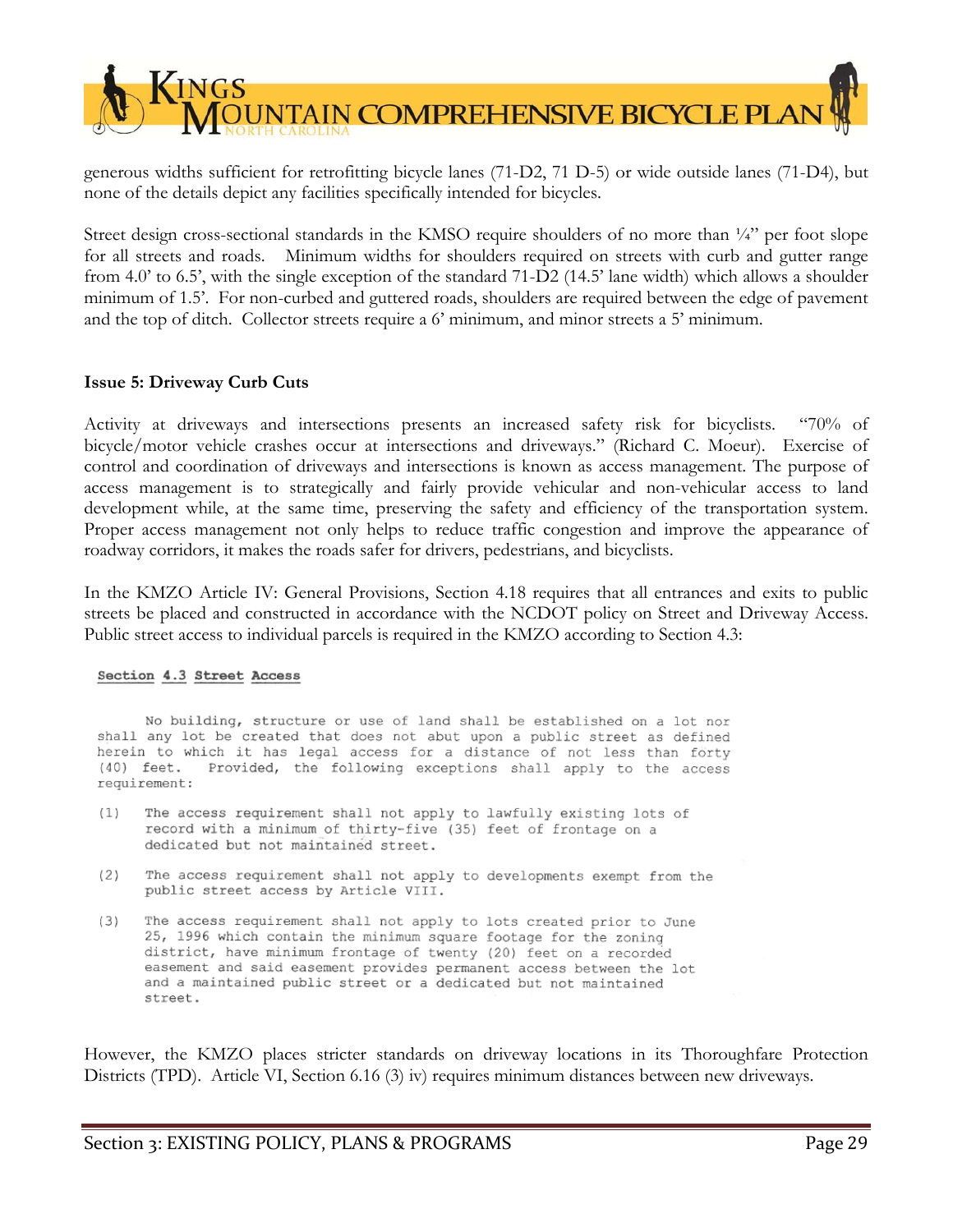generous widths sufficient for retrofitting bicycle lanes (71-D2, 71 D-5) or wide outside lanes (71-D4), but none of the details depict any facilities specifically intended for bicycles.

Street design cross-sectional standards in the KMSO require shoulders of no more than ¼" per foot slope for all streets and roads. Minimum widths for shoulders required on streets with curb and gutter range from 4.0' to 6.5', with the single exception of the standard 71-D2 (14.5' lane width) which allows a shoulder minimum of 1.5'. For non-curbed and guttered roads, shoulders are required between the edge of pavement and the top of ditch. Collector streets require a 6' minimum, and minor streets a 5' minimum.

**Issue 5: Driveway Curb Cuts**

Activity at driveways and intersections presents an increased safety risk for bicyclists. "70% of bicycle/motor vehicle crashes occur at intersections and driveways." (Richard C. Moeur). Exercise of control and coordination of driveways and intersections is known as access management. The purpose of access management is to strategically and fairly provide vehicular and non-vehicular access to land development while, at the same time, preserving the safety and efficiency of the transportation system. Proper access management not only helps to reduce traffic congestion and improve the appearance of roadway corridors, it makes the roads safer for drivers, pedestrians, and bicyclists.

In the KMZO Article IV: General Provisions, Section 4.18 requires that all entrances and exits to public streets be placed and constructed in accordance with the NCDOT policy on Street and Driveway Access. Public street access to individual parcels is required in the KMZO according to Section 4.3:

<u>Section 4.3 Street Access</u>

No building, structure or use of land shall be established on a lot nor shall any lot be created that does not abut upon a public street as defined herein to which it has legal access for a distance of not less than forty (40) feet. Provided, the following exceptions shall apply to the access requirement:

(1) The access requirement shall not apply to lawfully existing lots of record with a minimum of thirty-five (35) feet of frontage on a dedicated but not maintained street.

(2) The access requirement shall not apply to developments exempt from the public street access by Article VIII.

(3) The access requirement shall not apply to lots created prior to June 25, 1996 which contain the minimum square footage for the zoning district, have minimum frontage of twenty (20) feet on a recorded easement and said easement provides permanent access between the lot and a maintained public street or a dedicated but not maintained street.

However, the KMZO places stricter standards on driveway locations in its Thoroughfare Protection Districts (TPD). Article VI, Section 6.16 (3) iv) requires minimum distances between new driveways.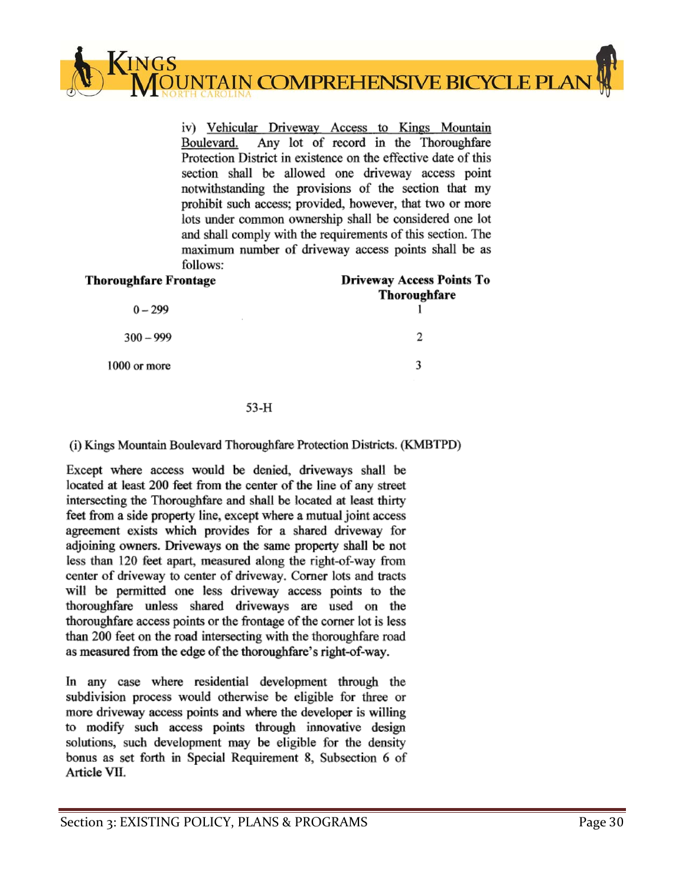iv) Vehicular Driveway Access to Kings Mountain Boulevard. Any lot of record in the Thoroughfare Protection District in existence on the effective date of this section shall be allowed one driveway access point notwithstanding the provisions of the section that my prohibit such access; provided, however, that two or more lots under common ownership shall be considered one lot and shall comply with the requirements of this section. The maximum number of driveway access points shall be as follows:

| Thoroughfare Frontage | Driveway Access Points To Thoroughfare |
|---|---|
| 0 – 299 | 1 |
| 300 – 999 | 2 |
| 1000 or more | 3 |

53-H

(i) Kings Mountain Boulevard Thoroughfare Protection Districts. (KMBTPD)

Except where access would be denied, driveways shall be located at least 200 feet from the center of the line of any street intersecting the Thoroughfare and shall be located at least thirty feet from a side property line, except where a mutual joint access agreement exists which provides for a shared driveway for adjoining owners. Driveways on the same property shall be not less than 120 feet apart, measured along the right-of-way from center of driveway to center of driveway. Corner lots and tracts will be permitted one less driveway access points to the thoroughfare unless shared driveways are used on the thoroughfare access points or the frontage of the corner lot is less than 200 feet on the road intersecting with the thoroughfare road as measured from the edge of the thoroughfare's right-of-way.

In any case where residential development through the subdivision process would otherwise be eligible for three or more driveway access points and where the developer is willing to modify such access points through innovative design solutions, such development may be eligible for the density bonus as set forth in Special Requirement 8, Subsection 6 of Article VII.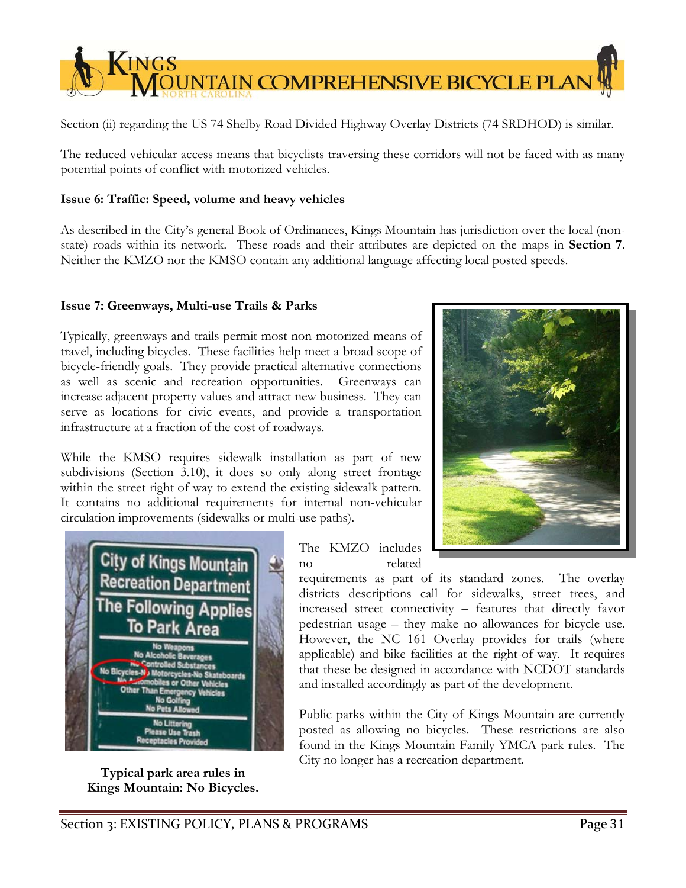Section (ii) regarding the US 74 Shelby Road Divided Highway Overlay Districts (74 SRDHOD) is similar.

The reduced vehicular access means that bicyclists traversing these corridors will not be faced with as many potential points of conflict with motorized vehicles.

**Issue 6: Traffic: Speed, volume and heavy vehicles**

As described in the City's general Book of Ordinances, Kings Mountain has jurisdiction over the local (non-state) roads within its network. These roads and their attributes are depicted on the maps in **Section 7**. Neither the KMZO nor the KMSO contain any additional language affecting local posted speeds.

**Issue 7: Greenways, Multi-use Trails & Parks**

Typically, greenways and trails permit most non-motorized means of travel, including bicycles. These facilities help meet a broad scope of bicycle-friendly goals. They provide practical alternative connections as well as scenic and recreation opportunities. Greenways can increase adjacent property values and attract new business. They can serve as locations for civic events, and provide a transportation infrastructure at a fraction of the cost of roadways.

While the KMSO requires sidewalk installation as part of new subdivisions (Section 3.10), it does so only along street frontage within the street right of way to extend the existing sidewalk pattern. It contains no additional requirements for internal non-vehicular circulation improvements (sidewalks or multi-use paths).

The KMZO includes no related requirements as part of its standard zones. The overlay districts descriptions call for sidewalks, street trees, and increased street connectivity – features that directly favor pedestrian usage – they make no allowances for bicycle use. However, the NC 161 Overlay provides for trails (where applicable) and bike facilities at the right-of-way. It requires that these be designed in accordance with NCDOT standards and installed accordingly as part of the development.

Public parks within the City of Kings Mountain are currently posted as allowing no bicycles. These restrictions are also found in the Kings Mountain Family YMCA park rules. The City no longer has a recreation department.

**Typical park area rules in Kings Mountain: No Bicycles.**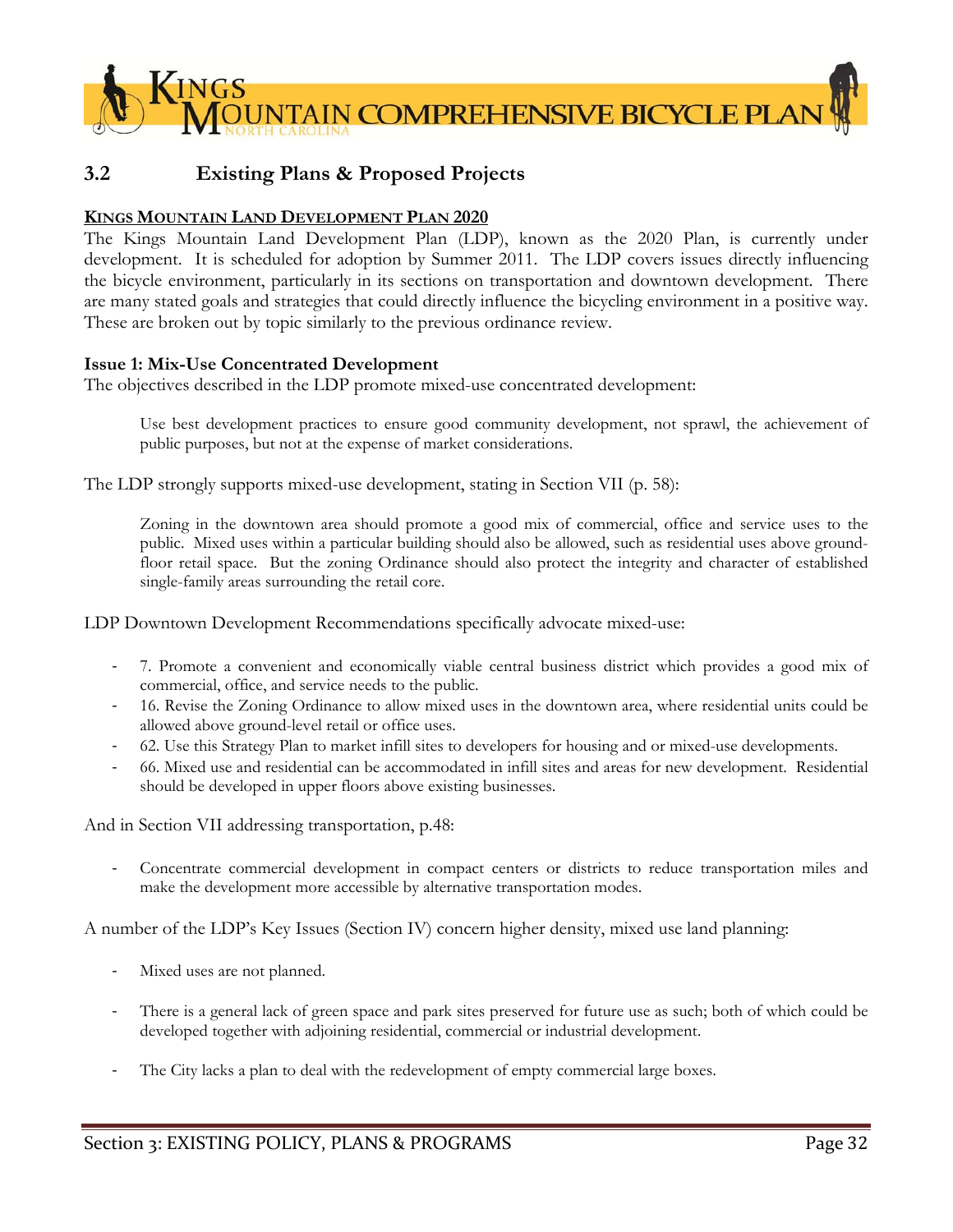## 3.2 Existing Plans & Proposed Projects

**KINGS MOUNTAIN LAND DEVELOPMENT PLAN 2020**

The Kings Mountain Land Development Plan (LDP), known as the 2020 Plan, is currently under development. It is scheduled for adoption by Summer 2011. The LDP covers issues directly influencing the bicycle environment, particularly in its sections on transportation and downtown development. There are many stated goals and strategies that could directly influence the bicycling environment in a positive way. These are broken out by topic similarly to the previous ordinance review.

**Issue 1: Mix-Use Concentrated Development**

The objectives described in the LDP promote mixed-use concentrated development:

> Use best development practices to ensure good community development, not sprawl, the achievement of public purposes, but not at the expense of market considerations.

The LDP strongly supports mixed-use development, stating in Section VII (p. 58):

> Zoning in the downtown area should promote a good mix of commercial, office and service uses to the public. Mixed uses within a particular building should also be allowed, such as residential uses above ground-floor retail space. But the zoning Ordinance should also protect the integrity and character of established single-family areas surrounding the retail core.

LDP Downtown Development Recommendations specifically advocate mixed-use:

- 7. Promote a convenient and economically viable central business district which provides a good mix of commercial, office, and service needs to the public.
- 16. Revise the Zoning Ordinance to allow mixed uses in the downtown area, where residential units could be allowed above ground-level retail or office uses.
- 62. Use this Strategy Plan to market infill sites to developers for housing and or mixed-use developments.
- 66. Mixed use and residential can be accommodated in infill sites and areas for new development. Residential should be developed in upper floors above existing businesses.

And in Section VII addressing transportation, p.48:

- Concentrate commercial development in compact centers or districts to reduce transportation miles and make the development more accessible by alternative transportation modes.

A number of the LDP's Key Issues (Section IV) concern higher density, mixed use land planning:

- Mixed uses are not planned.
- There is a general lack of green space and park sites preserved for future use as such; both of which could be developed together with adjoining residential, commercial or industrial development.
- The City lacks a plan to deal with the redevelopment of empty commercial large boxes.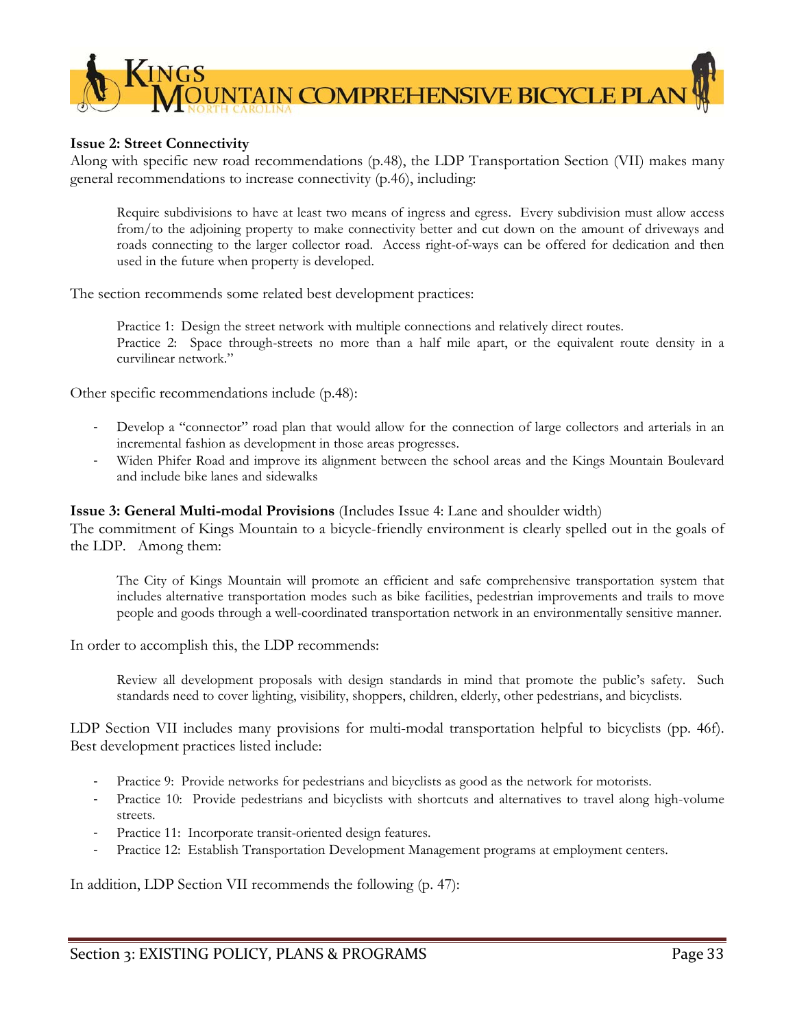**Issue 2: Street Connectivity**

Along with specific new road recommendations (p.48), the LDP Transportation Section (VII) makes many general recommendations to increase connectivity (p.46), including:

> Require subdivisions to have at least two means of ingress and egress. Every subdivision must allow access from/to the adjoining property to make connectivity better and cut down on the amount of driveways and roads connecting to the larger collector road. Access right-of-ways can be offered for dedication and then used in the future when property is developed.

The section recommends some related best development practices:

> Practice 1: Design the street network with multiple connections and relatively direct routes.
> Practice 2: Space through-streets no more than a half mile apart, or the equivalent route density in a curvilinear network."

Other specific recommendations include (p.48):

- Develop a "connector" road plan that would allow for the connection of large collectors and arterials in an incremental fashion as development in those areas progresses.
- Widen Phifer Road and improve its alignment between the school areas and the Kings Mountain Boulevard and include bike lanes and sidewalks

**Issue 3: General Multi-modal Provisions** (Includes Issue 4: Lane and shoulder width)

The commitment of Kings Mountain to a bicycle-friendly environment is clearly spelled out in the goals of the LDP. Among them:

> The City of Kings Mountain will promote an efficient and safe comprehensive transportation system that includes alternative transportation modes such as bike facilities, pedestrian improvements and trails to move people and goods through a well-coordinated transportation network in an environmentally sensitive manner.

In order to accomplish this, the LDP recommends:

> Review all development proposals with design standards in mind that promote the public's safety. Such standards need to cover lighting, visibility, shoppers, children, elderly, other pedestrians, and bicyclists.

LDP Section VII includes many provisions for multi-modal transportation helpful to bicyclists (pp. 46f). Best development practices listed include:

- Practice 9: Provide networks for pedestrians and bicyclists as good as the network for motorists.
- Practice 10: Provide pedestrians and bicyclists with shortcuts and alternatives to travel along high-volume streets.
- Practice 11: Incorporate transit-oriented design features.
- Practice 12: Establish Transportation Development Management programs at employment centers.

In addition, LDP Section VII recommends the following (p. 47):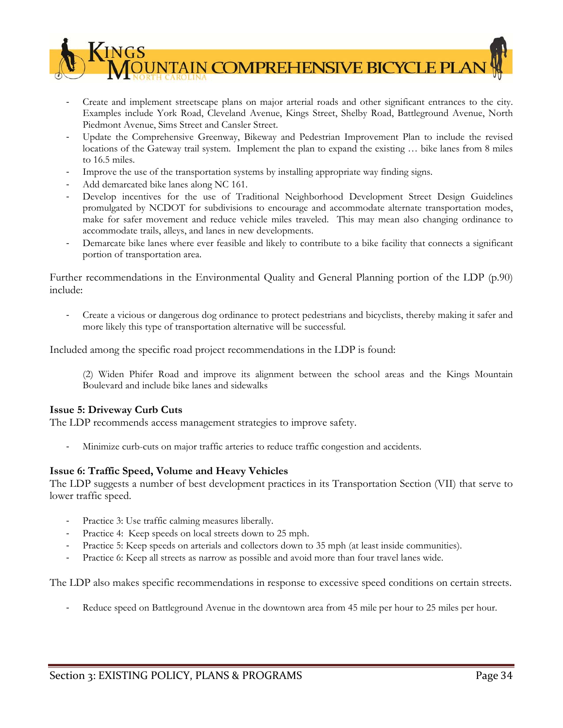- Create and implement streetscape plans on major arterial roads and other significant entrances to the city. Examples include York Road, Cleveland Avenue, Kings Street, Shelby Road, Battleground Avenue, North Piedmont Avenue, Sims Street and Cansler Street.
- Update the Comprehensive Greenway, Bikeway and Pedestrian Improvement Plan to include the revised locations of the Gateway trail system. Implement the plan to expand the existing … bike lanes from 8 miles to 16.5 miles.
- Improve the use of the transportation systems by installing appropriate way finding signs.
- Add demarcated bike lanes along NC 161.
- Develop incentives for the use of Traditional Neighborhood Development Street Design Guidelines promulgated by NCDOT for subdivisions to encourage and accommodate alternate transportation modes, make for safer movement and reduce vehicle miles traveled. This may mean also changing ordinance to accommodate trails, alleys, and lanes in new developments.
- Demarcate bike lanes where ever feasible and likely to contribute to a bike facility that connects a significant portion of transportation area.

Further recommendations in the Environmental Quality and General Planning portion of the LDP (p.90) include:

- Create a vicious or dangerous dog ordinance to protect pedestrians and bicyclists, thereby making it safer and more likely this type of transportation alternative will be successful.

Included among the specific road project recommendations in the LDP is found:

> (2) Widen Phifer Road and improve its alignment between the school areas and the Kings Mountain Boulevard and include bike lanes and sidewalks

**Issue 5: Driveway Curb Cuts**

The LDP recommends access management strategies to improve safety.

- Minimize curb-cuts on major traffic arteries to reduce traffic congestion and accidents.

**Issue 6: Traffic Speed, Volume and Heavy Vehicles**

The LDP suggests a number of best development practices in its Transportation Section (VII) that serve to lower traffic speed.

- Practice 3: Use traffic calming measures liberally.
- Practice 4: Keep speeds on local streets down to 25 mph.
- Practice 5: Keep speeds on arterials and collectors down to 35 mph (at least inside communities).
- Practice 6: Keep all streets as narrow as possible and avoid more than four travel lanes wide.

The LDP also makes specific recommendations in response to excessive speed conditions on certain streets.

- Reduce speed on Battleground Avenue in the downtown area from 45 mile per hour to 25 miles per hour.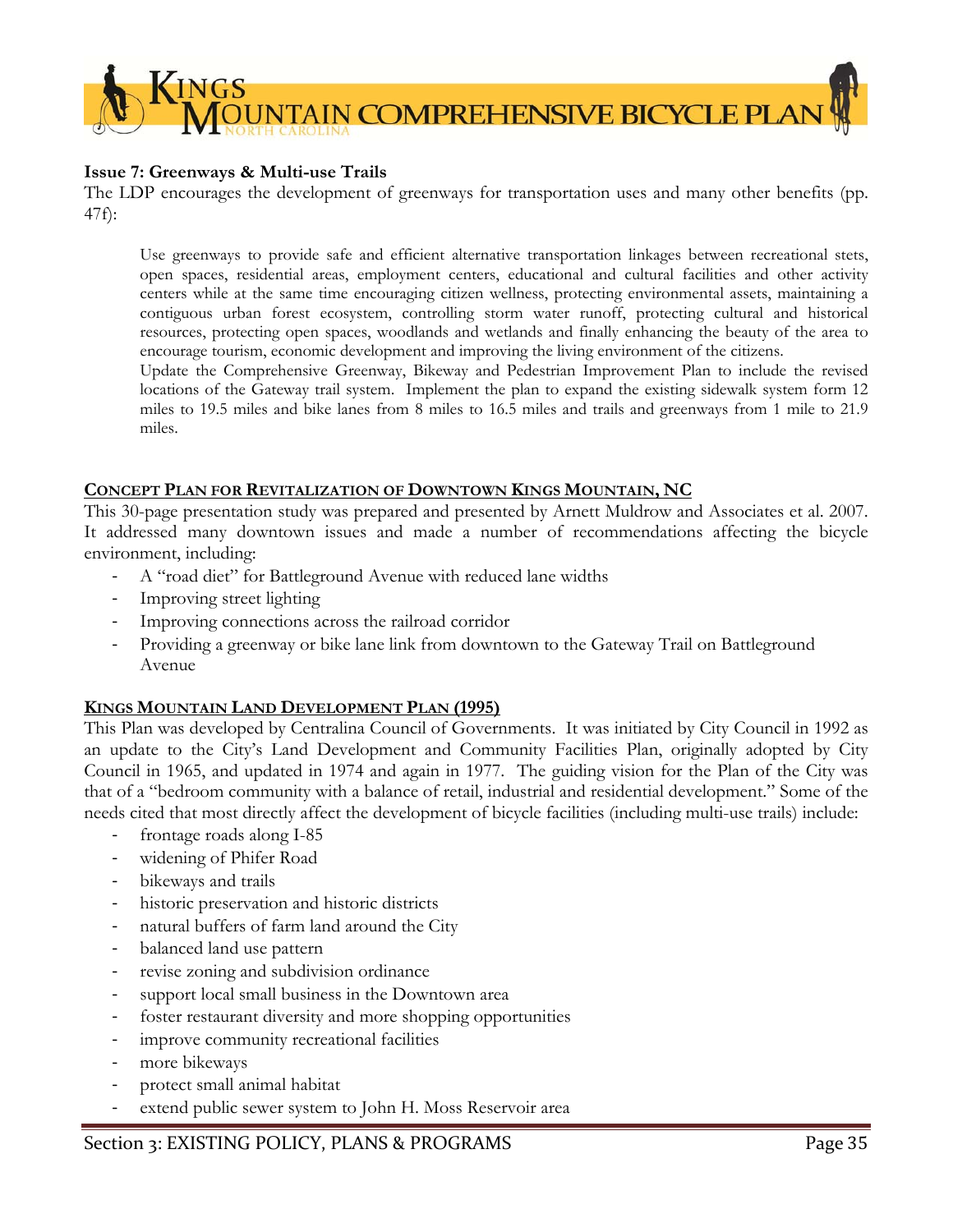**Issue 7: Greenways & Multi-use Trails**

The LDP encourages the development of greenways for transportation uses and many other benefits (pp. 47f):

> Use greenways to provide safe and efficient alternative transportation linkages between recreational stets, open spaces, residential areas, employment centers, educational and cultural facilities and other activity centers while at the same time encouraging citizen wellness, protecting environmental assets, maintaining a contiguous urban forest ecosystem, controlling storm water runoff, protecting cultural and historical resources, protecting open spaces, woodlands and wetlands and finally enhancing the beauty of the area to encourage tourism, economic development and improving the living environment of the citizens.
>
> Update the Comprehensive Greenway, Bikeway and Pedestrian Improvement Plan to include the revised locations of the Gateway trail system. Implement the plan to expand the existing sidewalk system form 12 miles to 19.5 miles and bike lanes from 8 miles to 16.5 miles and trails and greenways from 1 mile to 21.9 miles.

## Concept Plan for Revitalization of Downtown Kings Mountain, NC

This 30-page presentation study was prepared and presented by Arnett Muldrow and Associates et al. 2007. It addressed many downtown issues and made a number of recommendations affecting the bicycle environment, including:

- A "road diet" for Battleground Avenue with reduced lane widths
- Improving street lighting
- Improving connections across the railroad corridor
- Providing a greenway or bike lane link from downtown to the Gateway Trail on Battleground Avenue

## Kings Mountain Land Development Plan (1995)

This Plan was developed by Centralina Council of Governments. It was initiated by City Council in 1992 as an update to the City's Land Development and Community Facilities Plan, originally adopted by City Council in 1965, and updated in 1974 and again in 1977. The guiding vision for the Plan of the City was that of a "bedroom community with a balance of retail, industrial and residential development." Some of the needs cited that most directly affect the development of bicycle facilities (including multi-use trails) include:

- frontage roads along I-85
- widening of Phifer Road
- bikeways and trails
- historic preservation and historic districts
- natural buffers of farm land around the City
- balanced land use pattern
- revise zoning and subdivision ordinance
- support local small business in the Downtown area
- foster restaurant diversity and more shopping opportunities
- improve community recreational facilities
- more bikeways
- protect small animal habitat
- extend public sewer system to John H. Moss Reservoir area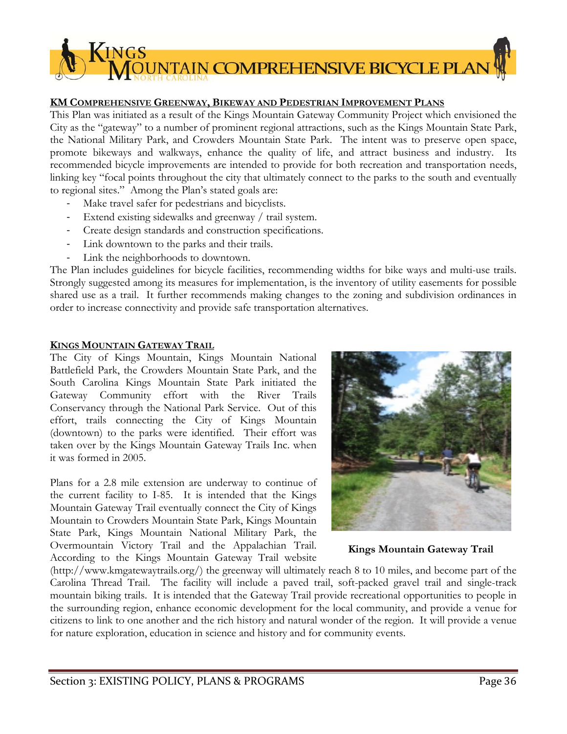## KM Comprehensive Greenway, Bikeway and Pedestrian Improvement Plans

This Plan was initiated as a result of the Kings Mountain Gateway Community Project which envisioned the City as the "gateway" to a number of prominent regional attractions, such as the Kings Mountain State Park, the National Military Park, and Crowders Mountain State Park. The intent was to preserve open space, promote bikeways and walkways, enhance the quality of life, and attract business and industry. Its recommended bicycle improvements are intended to provide for both recreation and transportation needs, linking key "focal points throughout the city that ultimately connect to the parks to the south and eventually to regional sites." Among the Plan's stated goals are:

- Make travel safer for pedestrians and bicyclists.
- Extend existing sidewalks and greenway / trail system.
- Create design standards and construction specifications.
- Link downtown to the parks and their trails.
- Link the neighborhoods to downtown.

The Plan includes guidelines for bicycle facilities, recommending widths for bike ways and multi-use trails. Strongly suggested among its measures for implementation, is the inventory of utility easements for possible shared use as a trail. It further recommends making changes to the zoning and subdivision ordinances in order to increase connectivity and provide safe transportation alternatives.

## Kings Mountain Gateway Trail

The City of Kings Mountain, Kings Mountain National Battlefield Park, the Crowders Mountain State Park, and the South Carolina Kings Mountain State Park initiated the Gateway Community effort with the River Trails Conservancy through the National Park Service. Out of this effort, trails connecting the City of Kings Mountain (downtown) to the parks were identified. Their effort was taken over by the Kings Mountain Gateway Trails Inc. when it was formed in 2005.

Plans for a 2.8 mile extension are underway to continue of the current facility to I-85. It is intended that the Kings Mountain Gateway Trail eventually connect the City of Kings Mountain to Crowders Mountain State Park, Kings Mountain State Park, Kings Mountain National Military Park, the Overmountain Victory Trail and the Appalachian Trail. According to the Kings Mountain Gateway Trail website (http://www.kmgatewaytrails.org/) the greenway will ultimately reach 8 to 10 miles, and become part of the Carolina Thread Trail. The facility will include a paved trail, soft-packed gravel trail and single-track mountain biking trails. It is intended that the Gateway Trail provide recreational opportunities to people in the surrounding region, enhance economic development for the local community, and provide a venue for citizens to link to one another and the rich history and natural wonder of the region. It will provide a venue for nature exploration, education in science and history and for community events.

**Kings Mountain Gateway Trail**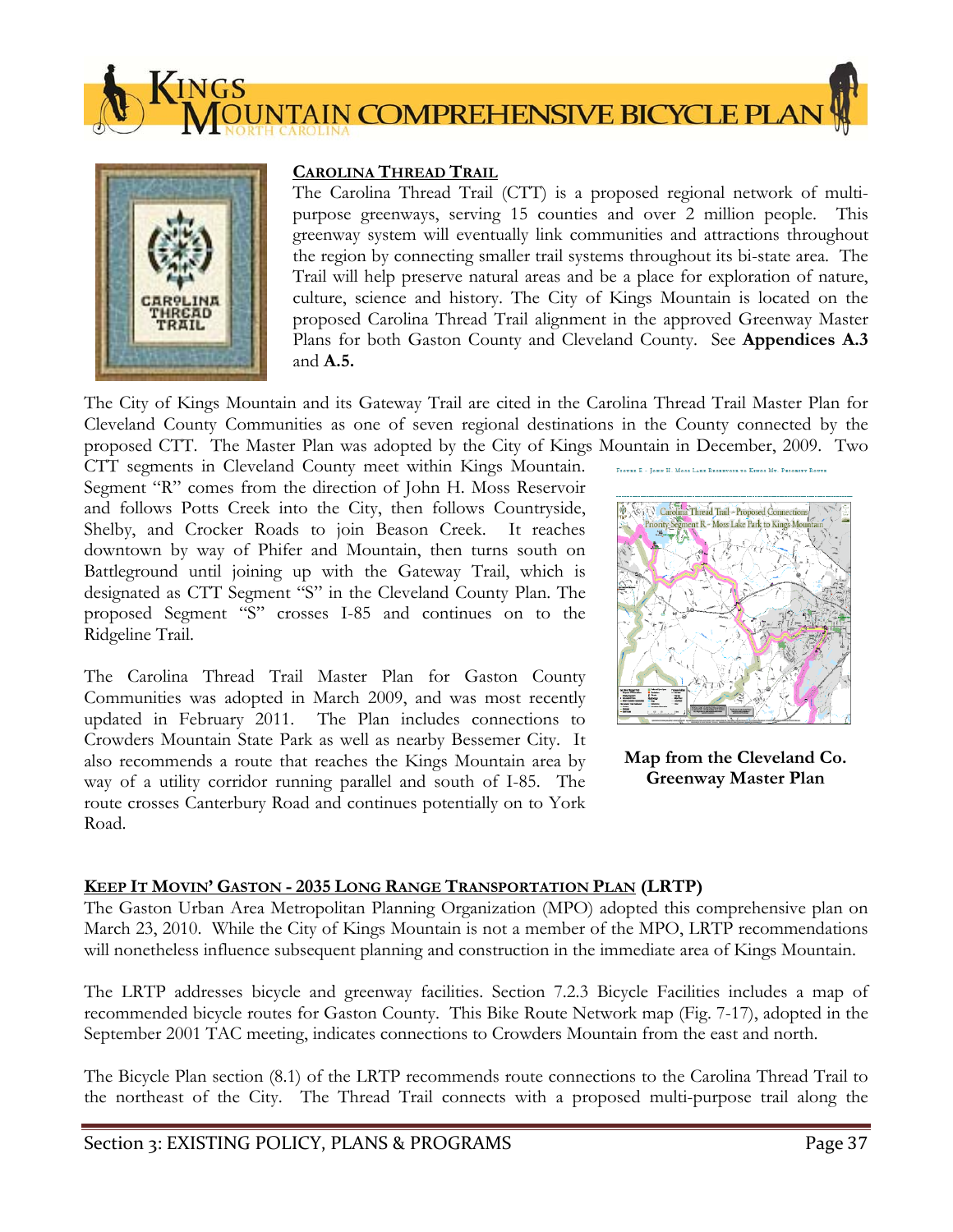## CAROLINA THREAD TRAIL

The Carolina Thread Trail (CTT) is a proposed regional network of multi-purpose greenways, serving 15 counties and over 2 million people. This greenway system will eventually link communities and attractions throughout the region by connecting smaller trail systems throughout its bi-state area. The Trail will help preserve natural areas and be a place for exploration of nature, culture, science and history. The City of Kings Mountain is located on the proposed Carolina Thread Trail alignment in the approved Greenway Master Plans for both Gaston County and Cleveland County. See **Appendices A.3** and **A.5.**

The City of Kings Mountain and its Gateway Trail are cited in the Carolina Thread Trail Master Plan for Cleveland County Communities as one of seven regional destinations in the County connected by the proposed CTT. The Master Plan was adopted by the City of Kings Mountain in December, 2009. Two CTT segments in Cleveland County meet within Kings Mountain. Segment "R" comes from the direction of John H. Moss Reservoir and follows Potts Creek into the City, then follows Countryside, Shelby, and Crocker Roads to join Beason Creek. It reaches downtown by way of Phifer and Mountain, then turns south on Battleground until joining up with the Gateway Trail, which is designated as CTT Segment "S" in the Cleveland County Plan. The proposed Segment "S" crosses I-85 and continues on to the Ridgeline Trail.

The Carolina Thread Trail Master Plan for Gaston County Communities was adopted in March 2009, and was most recently updated in February 2011. The Plan includes connections to Crowders Mountain State Park as well as nearby Bessemer City. It also recommends a route that reaches the Kings Mountain area by way of a utility corridor running parallel and south of I-85. The route crosses Canterbury Road and continues potentially on to York Road.

**Map from the Cleveland Co. Greenway Master Plan**

## KEEP IT MOVIN' GASTON - 2035 LONG RANGE TRANSPORTATION PLAN (LRTP)

The Gaston Urban Area Metropolitan Planning Organization (MPO) adopted this comprehensive plan on March 23, 2010. While the City of Kings Mountain is not a member of the MPO, LRTP recommendations will nonetheless influence subsequent planning and construction in the immediate area of Kings Mountain.

The LRTP addresses bicycle and greenway facilities. Section 7.2.3 Bicycle Facilities includes a map of recommended bicycle routes for Gaston County. This Bike Route Network map (Fig. 7-17), adopted in the September 2001 TAC meeting, indicates connections to Crowders Mountain from the east and north.

The Bicycle Plan section (8.1) of the LRTP recommends route connections to the Carolina Thread Trail to the northeast of the City. The Thread Trail connects with a proposed multi-purpose trail along the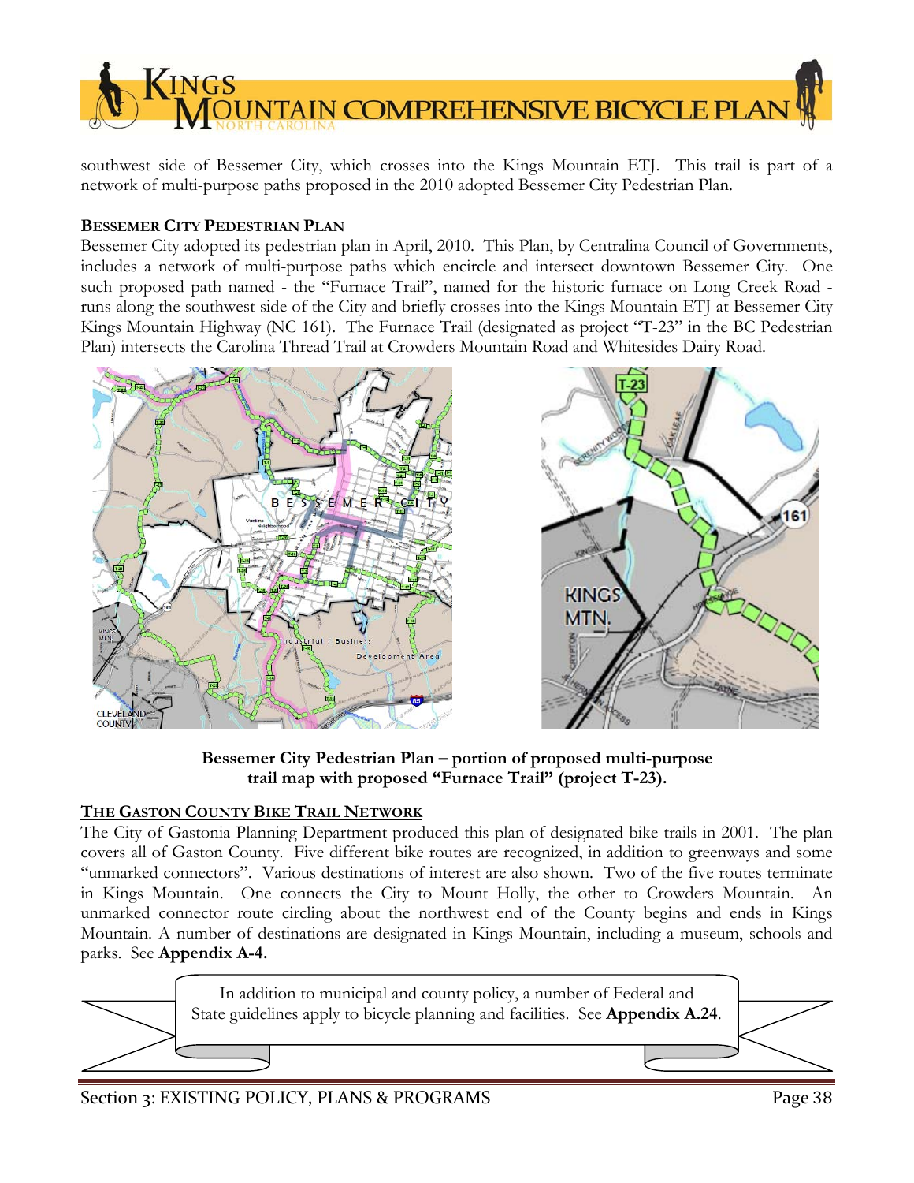southwest side of Bessemer City, which crosses into the Kings Mountain ETJ. This trail is part of a network of multi-purpose paths proposed in the 2010 adopted Bessemer City Pedestrian Plan.

## BESSEMER CITY PEDESTRIAN PLAN

Bessemer City adopted its pedestrian plan in April, 2010. This Plan, by Centralina Council of Governments, includes a network of multi-purpose paths which encircle and intersect downtown Bessemer City. One such proposed path named - the "Furnace Trail", named for the historic furnace on Long Creek Road - runs along the southwest side of the City and briefly crosses into the Kings Mountain ETJ at Bessemer City Kings Mountain Highway (NC 161). The Furnace Trail (designated as project "T-23" in the BC Pedestrian Plan) intersects the Carolina Thread Trail at Crowders Mountain Road and Whitesides Dairy Road.

**Bessemer City Pedestrian Plan – portion of proposed multi-purpose trail map with proposed "Furnace Trail" (project T-23).**

## THE GASTON COUNTY BIKE TRAIL NETWORK

The City of Gastonia Planning Department produced this plan of designated bike trails in 2001. The plan covers all of Gaston County. Five different bike routes are recognized, in addition to greenways and some "unmarked connectors". Various destinations of interest are also shown. Two of the five routes terminate in Kings Mountain. One connects the City to Mount Holly, the other to Crowders Mountain. An unmarked connector route circling about the northwest end of the County begins and ends in Kings Mountain. A number of destinations are designated in Kings Mountain, including a museum, schools and parks. See **Appendix A-4.**

In addition to municipal and county policy, a number of Federal and State guidelines apply to bicycle planning and facilities. See **Appendix A.24**.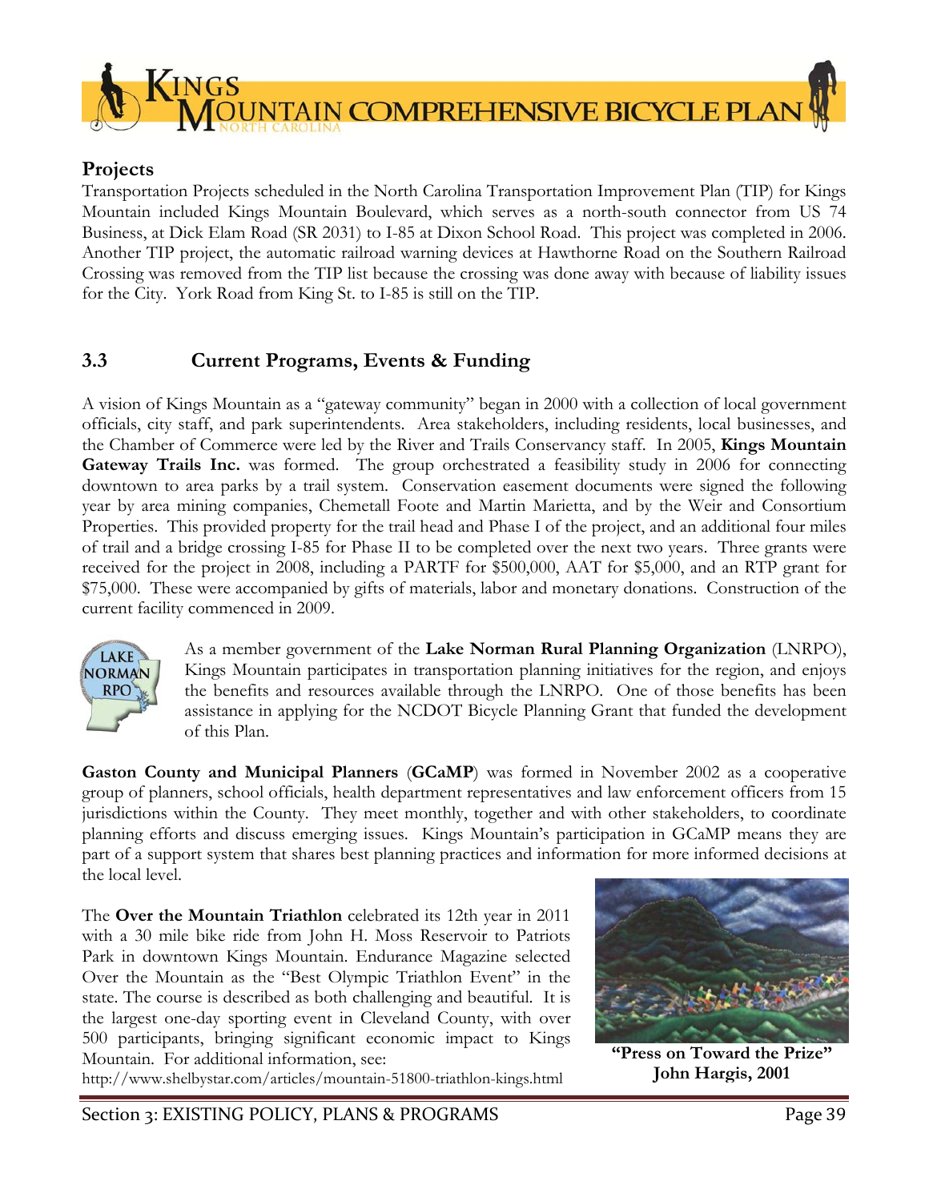## Projects

Transportation Projects scheduled in the North Carolina Transportation Improvement Plan (TIP) for Kings Mountain included Kings Mountain Boulevard, which serves as a north-south connector from US 74 Business, at Dick Elam Road (SR 2031) to I-85 at Dixon School Road. This project was completed in 2006. Another TIP project, the automatic railroad warning devices at Hawthorne Road on the Southern Railroad Crossing was removed from the TIP list because the crossing was done away with because of liability issues for the City. York Road from King St. to I-85 is still on the TIP.

## 3.3 Current Programs, Events & Funding

A vision of Kings Mountain as a "gateway community" began in 2000 with a collection of local government officials, city staff, and park superintendents. Area stakeholders, including residents, local businesses, and the Chamber of Commerce were led by the River and Trails Conservancy staff. In 2005, **Kings Mountain Gateway Trails Inc.** was formed. The group orchestrated a feasibility study in 2006 for connecting downtown to area parks by a trail system. Conservation easement documents were signed the following year by area mining companies, Chemetall Foote and Martin Marietta, and by the Weir and Consortium Properties. This provided property for the trail head and Phase I of the project, and an additional four miles of trail and a bridge crossing I-85 for Phase II to be completed over the next two years. Three grants were received for the project in 2008, including a PARTF for $500,000, AAT for $5,000, and an RTP grant for $75,000. These were accompanied by gifts of materials, labor and monetary donations. Construction of the current facility commenced in 2009.

As a member government of the **Lake Norman Rural Planning Organization** (LNRPO), Kings Mountain participates in transportation planning initiatives for the region, and enjoys the benefits and resources available through the LNRPO. One of those benefits has been assistance in applying for the NCDOT Bicycle Planning Grant that funded the development of this Plan.

**Gaston County and Municipal Planners** (**GCaMP**) was formed in November 2002 as a cooperative group of planners, school officials, health department representatives and law enforcement officers from 15 jurisdictions within the County. They meet monthly, together and with other stakeholders, to coordinate planning efforts and discuss emerging issues. Kings Mountain's participation in GCaMP means they are part of a support system that shares best planning practices and information for more informed decisions at the local level.

The **Over the Mountain Triathlon** celebrated its 12th year in 2011 with a 30 mile bike ride from John H. Moss Reservoir to Patriots Park in downtown Kings Mountain. Endurance Magazine selected Over the Mountain as the "Best Olympic Triathlon Event" in the state. The course is described as both challenging and beautiful. It is the largest one-day sporting event in Cleveland County, with over 500 participants, bringing significant economic impact to Kings Mountain. For additional information, see: http://www.shelbystar.com/articles/mountain-51800-triathlon-kings.html

**"Press on Toward the Prize"**
**John Hargis, 2001**